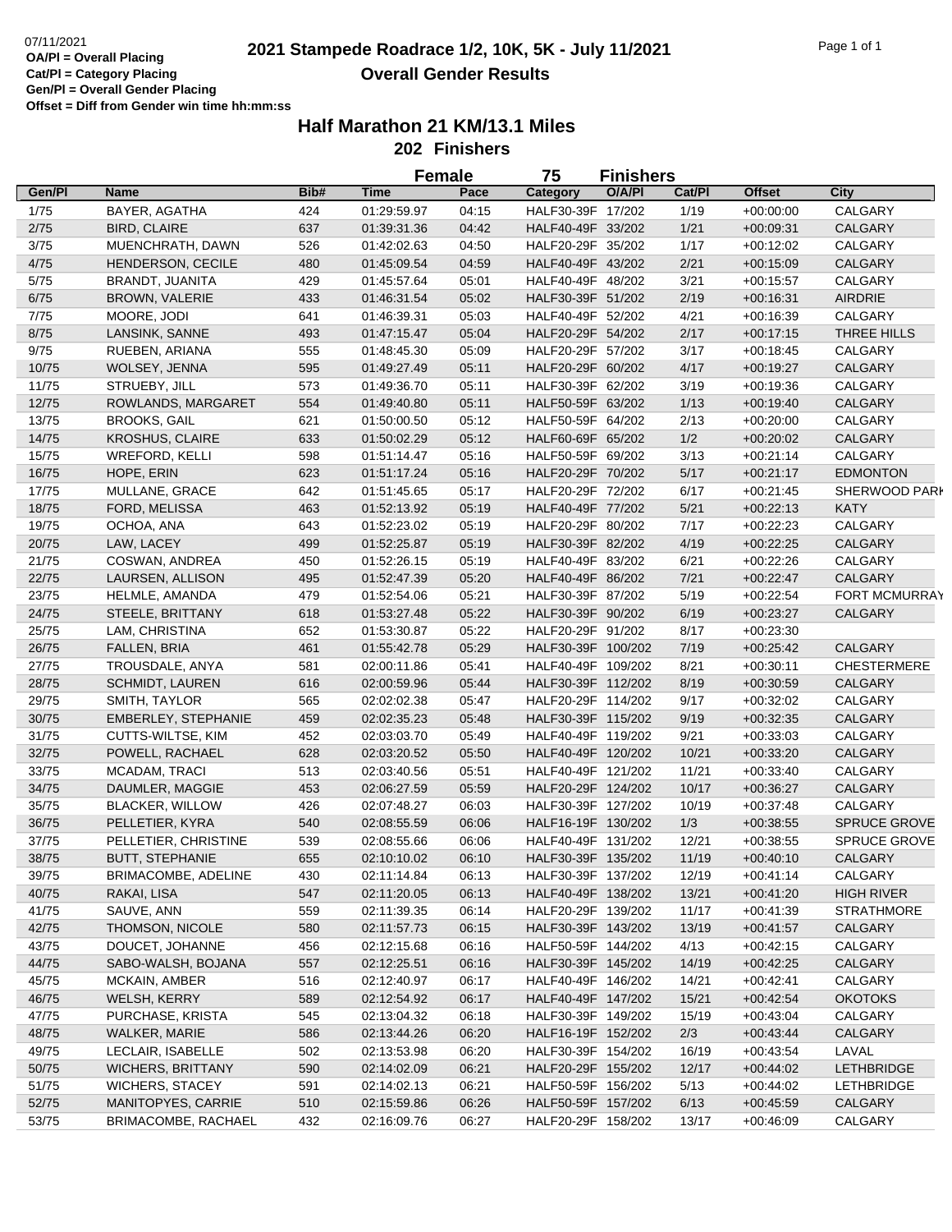07/11/2021
**OA/Pl = Overall Placing**
**Cat/Pl = Category Placing**
**Gen/Pl = Overall Gender Placing**
**Offset = Diff from Gender win time hh:mm:ss**

# 2021 Stampede Roadrace 1/2, 10K, 5K - July 11/2021

## Overall Gender Results

### Half Marathon 21 KM/13.1 Miles

**202 Finishers**

| | | | Female | | 75 | Finishers | | | |
|---|---|---|---|---|---|---|---|---|---|
| Gen/Pl | Name | Bib# | Time | Pace | Category | O/A/Pl | Cat/Pl | Offset | City |
| 1/75 | BAYER, AGATHA | 424 | 01:29:59.97 | 04:15 | HALF30-39F | 17/202 | 1/19 | +00:00:00 | CALGARY |
| 2/75 | BIRD, CLAIRE | 637 | 01:39:31.36 | 04:42 | HALF40-49F | 33/202 | 1/21 | +00:09:31 | CALGARY |
| 3/75 | MUENCHRATH, DAWN | 526 | 01:42:02.63 | 04:50 | HALF20-29F | 35/202 | 1/17 | +00:12:02 | CALGARY |
| 4/75 | HENDERSON, CECILE | 480 | 01:45:09.54 | 04:59 | HALF40-49F | 43/202 | 2/21 | +00:15:09 | CALGARY |
| 5/75 | BRANDT, JUANITA | 429 | 01:45:57.64 | 05:01 | HALF40-49F | 48/202 | 3/21 | +00:15:57 | CALGARY |
| 6/75 | BROWN, VALERIE | 433 | 01:46:31.54 | 05:02 | HALF30-39F | 51/202 | 2/19 | +00:16:31 | AIRDRIE |
| 7/75 | MOORE, JODI | 641 | 01:46:39.31 | 05:03 | HALF40-49F | 52/202 | 4/21 | +00:16:39 | CALGARY |
| 8/75 | LANSINK, SANNE | 493 | 01:47:15.47 | 05:04 | HALF20-29F | 54/202 | 2/17 | +00:17:15 | THREE HILLS |
| 9/75 | RUEBEN, ARIANA | 555 | 01:48:45.30 | 05:09 | HALF20-29F | 57/202 | 3/17 | +00:18:45 | CALGARY |
| 10/75 | WOLSEY, JENNA | 595 | 01:49:27.49 | 05:11 | HALF20-29F | 60/202 | 4/17 | +00:19:27 | CALGARY |
| 11/75 | STRUEBY, JILL | 573 | 01:49:36.70 | 05:11 | HALF30-39F | 62/202 | 3/19 | +00:19:36 | CALGARY |
| 12/75 | ROWLANDS, MARGARET | 554 | 01:49:40.80 | 05:11 | HALF50-59F | 63/202 | 1/13 | +00:19:40 | CALGARY |
| 13/75 | BROOKS, GAIL | 621 | 01:50:00.50 | 05:12 | HALF50-59F | 64/202 | 2/13 | +00:20:00 | CALGARY |
| 14/75 | KROSHUS, CLAIRE | 633 | 01:50:02.29 | 05:12 | HALF60-69F | 65/202 | 1/2 | +00:20:02 | CALGARY |
| 15/75 | WREFORD, KELLI | 598 | 01:51:14.47 | 05:16 | HALF50-59F | 69/202 | 3/13 | +00:21:14 | CALGARY |
| 16/75 | HOPE, ERIN | 623 | 01:51:17.24 | 05:16 | HALF20-29F | 70/202 | 5/17 | +00:21:17 | EDMONTON |
| 17/75 | MULLANE, GRACE | 642 | 01:51:45.65 | 05:17 | HALF20-29F | 72/202 | 6/17 | +00:21:45 | SHERWOOD PARK |
| 18/75 | FORD, MELISSA | 463 | 01:52:13.92 | 05:19 | HALF40-49F | 77/202 | 5/21 | +00:22:13 | KATY |
| 19/75 | OCHOA, ANA | 643 | 01:52:23.02 | 05:19 | HALF20-29F | 80/202 | 7/17 | +00:22:23 | CALGARY |
| 20/75 | LAW, LACEY | 499 | 01:52:25.87 | 05:19 | HALF30-39F | 82/202 | 4/19 | +00:22:25 | CALGARY |
| 21/75 | COSWAN, ANDREA | 450 | 01:52:26.15 | 05:19 | HALF40-49F | 83/202 | 6/21 | +00:22:26 | CALGARY |
| 22/75 | LAURSEN, ALLISON | 495 | 01:52:47.39 | 05:20 | HALF40-49F | 86/202 | 7/21 | +00:22:47 | CALGARY |
| 23/75 | HELMLE, AMANDA | 479 | 01:52:54.06 | 05:21 | HALF30-39F | 87/202 | 5/19 | +00:22:54 | FORT MCMURRAY |
| 24/75 | STEELE, BRITTANY | 618 | 01:53:27.48 | 05:22 | HALF30-39F | 90/202 | 6/19 | +00:23:27 | CALGARY |
| 25/75 | LAM, CHRISTINA | 652 | 01:53:30.87 | 05:22 | HALF20-29F | 91/202 | 8/17 | +00:23:30 | |
| 26/75 | FALLEN, BRIA | 461 | 01:55:42.78 | 05:29 | HALF30-39F | 100/202 | 7/19 | +00:25:42 | CALGARY |
| 27/75 | TROUSDALE, ANYA | 581 | 02:00:11.86 | 05:41 | HALF40-49F | 109/202 | 8/21 | +00:30:11 | CHESTERMERE |
| 28/75 | SCHMIDT, LAUREN | 616 | 02:00:59.96 | 05:44 | HALF30-39F | 112/202 | 8/19 | +00:30:59 | CALGARY |
| 29/75 | SMITH, TAYLOR | 565 | 02:02:02.38 | 05:47 | HALF20-29F | 114/202 | 9/17 | +00:32:02 | CALGARY |
| 30/75 | EMBERLEY, STEPHANIE | 459 | 02:02:35.23 | 05:48 | HALF30-39F | 115/202 | 9/19 | +00:32:35 | CALGARY |
| 31/75 | CUTTS-WILTSE, KIM | 452 | 02:03:03.70 | 05:49 | HALF40-49F | 119/202 | 9/21 | +00:33:03 | CALGARY |
| 32/75 | POWELL, RACHAEL | 628 | 02:03:20.52 | 05:50 | HALF40-49F | 120/202 | 10/21 | +00:33:20 | CALGARY |
| 33/75 | MCADAM, TRACI | 513 | 02:03:40.56 | 05:51 | HALF40-49F | 121/202 | 11/21 | +00:33:40 | CALGARY |
| 34/75 | DAUMLER, MAGGIE | 453 | 02:06:27.59 | 05:59 | HALF20-29F | 124/202 | 10/17 | +00:36:27 | CALGARY |
| 35/75 | BLACKER, WILLOW | 426 | 02:07:48.27 | 06:03 | HALF30-39F | 127/202 | 10/19 | +00:37:48 | CALGARY |
| 36/75 | PELLETIER, KYRA | 540 | 02:08:55.59 | 06:06 | HALF16-19F | 130/202 | 1/3 | +00:38:55 | SPRUCE GROVE |
| 37/75 | PELLETIER, CHRISTINE | 539 | 02:08:55.66 | 06:06 | HALF40-49F | 131/202 | 12/21 | +00:38:55 | SPRUCE GROVE |
| 38/75 | BUTT, STEPHANIE | 655 | 02:10:10.02 | 06:10 | HALF30-39F | 135/202 | 11/19 | +00:40:10 | CALGARY |
| 39/75 | BRIMACOMBE, ADELINE | 430 | 02:11:14.84 | 06:13 | HALF30-39F | 137/202 | 12/19 | +00:41:14 | CALGARY |
| 40/75 | RAKAI, LISA | 547 | 02:11:20.05 | 06:13 | HALF40-49F | 138/202 | 13/21 | +00:41:20 | HIGH RIVER |
| 41/75 | SAUVE, ANN | 559 | 02:11:39.35 | 06:14 | HALF20-29F | 139/202 | 11/17 | +00:41:39 | STRATHMORE |
| 42/75 | THOMSON, NICOLE | 580 | 02:11:57.73 | 06:15 | HALF30-39F | 143/202 | 13/19 | +00:41:57 | CALGARY |
| 43/75 | DOUCET, JOHANNE | 456 | 02:12:15.68 | 06:16 | HALF50-59F | 144/202 | 4/13 | +00:42:15 | CALGARY |
| 44/75 | SABO-WALSH, BOJANA | 557 | 02:12:25.51 | 06:16 | HALF30-39F | 145/202 | 14/19 | +00:42:25 | CALGARY |
| 45/75 | MCKAIN, AMBER | 516 | 02:12:40.97 | 06:17 | HALF40-49F | 146/202 | 14/21 | +00:42:41 | CALGARY |
| 46/75 | WELSH, KERRY | 589 | 02:12:54.92 | 06:17 | HALF40-49F | 147/202 | 15/21 | +00:42:54 | OKOTOKS |
| 47/75 | PURCHASE, KRISTA | 545 | 02:13:04.32 | 06:18 | HALF30-39F | 149/202 | 15/19 | +00:43:04 | CALGARY |
| 48/75 | WALKER, MARIE | 586 | 02:13:44.26 | 06:20 | HALF16-19F | 152/202 | 2/3 | +00:43:44 | CALGARY |
| 49/75 | LECLAIR, ISABELLE | 502 | 02:13:53.98 | 06:20 | HALF30-39F | 154/202 | 16/19 | +00:43:54 | LAVAL |
| 50/75 | WICHERS, BRITTANY | 590 | 02:14:02.09 | 06:21 | HALF20-29F | 155/202 | 12/17 | +00:44:02 | LETHBRIDGE |
| 51/75 | WICHERS, STACEY | 591 | 02:14:02.13 | 06:21 | HALF50-59F | 156/202 | 5/13 | +00:44:02 | LETHBRIDGE |
| 52/75 | MANITOPYES, CARRIE | 510 | 02:15:59.86 | 06:26 | HALF50-59F | 157/202 | 6/13 | +00:45:59 | CALGARY |
| 53/75 | BRIMACOMBE, RACHAEL | 432 | 02:16:09.76 | 06:27 | HALF20-29F | 158/202 | 13/17 | +00:46:09 | CALGARY |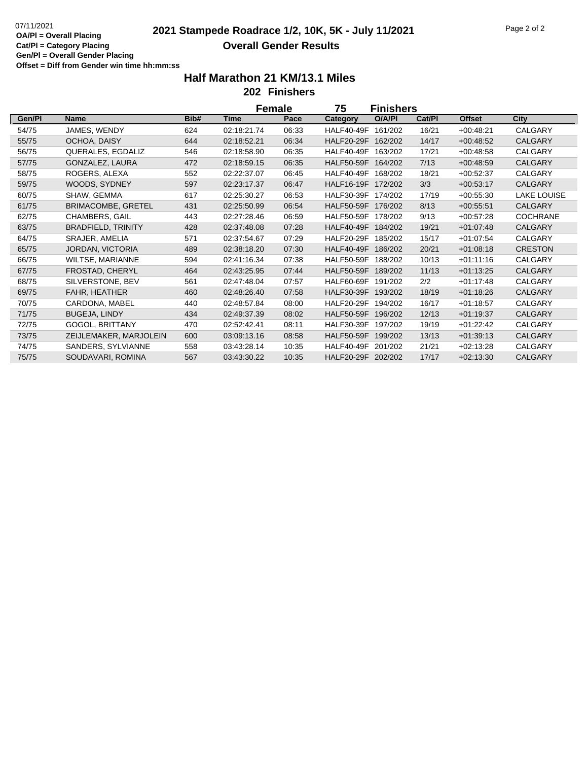OA/Pl = Overall Placing
Cat/Pl = Category Placing
Gen/Pl = Overall Gender Placing
Offset = Diff from Gender win time hh:mm:ss

# 2021 Stampede Roadrace 1/2, 10K, 5K - July 11/2021

## Overall Gender Results

### Half Marathon 21 KM/13.1 Miles

**202 Finishers**

**Female 75 Finishers**

| Gen/Pl | Name | Bib# | Time | Pace | Category | O/A/Pl | Cat/Pl | Offset | City |
|---|---|---|---|---|---|---|---|---|---|
| 54/75 | JAMES, WENDY | 624 | 02:18:21.74 | 06:33 | HALF40-49F | 161/202 | 16/21 | +00:48:21 | CALGARY |
| 55/75 | OCHOA, DAISY | 644 | 02:18:52.21 | 06:34 | HALF20-29F | 162/202 | 14/17 | +00:48:52 | CALGARY |
| 56/75 | QUERALES, EGDALIZ | 546 | 02:18:58.90 | 06:35 | HALF40-49F | 163/202 | 17/21 | +00:48:58 | CALGARY |
| 57/75 | GONZALEZ, LAURA | 472 | 02:18:59.15 | 06:35 | HALF50-59F | 164/202 | 7/13 | +00:48:59 | CALGARY |
| 58/75 | ROGERS, ALEXA | 552 | 02:22:37.07 | 06:45 | HALF40-49F | 168/202 | 18/21 | +00:52:37 | CALGARY |
| 59/75 | WOODS, SYDNEY | 597 | 02:23:17.37 | 06:47 | HALF16-19F | 172/202 | 3/3 | +00:53:17 | CALGARY |
| 60/75 | SHAW, GEMMA | 617 | 02:25:30.27 | 06:53 | HALF30-39F | 174/202 | 17/19 | +00:55:30 | LAKE LOUISE |
| 61/75 | BRIMACOMBE, GRETEL | 431 | 02:25:50.99 | 06:54 | HALF50-59F | 176/202 | 8/13 | +00:55:51 | CALGARY |
| 62/75 | CHAMBERS, GAIL | 443 | 02:27:28.46 | 06:59 | HALF50-59F | 178/202 | 9/13 | +00:57:28 | COCHRANE |
| 63/75 | BRADFIELD, TRINITY | 428 | 02:37:48.08 | 07:28 | HALF40-49F | 184/202 | 19/21 | +01:07:48 | CALGARY |
| 64/75 | SRAJER, AMELIA | 571 | 02:37:54.67 | 07:29 | HALF20-29F | 185/202 | 15/17 | +01:07:54 | CALGARY |
| 65/75 | JORDAN, VICTORIA | 489 | 02:38:18.20 | 07:30 | HALF40-49F | 186/202 | 20/21 | +01:08:18 | CRESTON |
| 66/75 | WILTSE, MARIANNE | 594 | 02:41:16.34 | 07:38 | HALF50-59F | 188/202 | 10/13 | +01:11:16 | CALGARY |
| 67/75 | FROSTAD, CHERYL | 464 | 02:43:25.95 | 07:44 | HALF50-59F | 189/202 | 11/13 | +01:13:25 | CALGARY |
| 68/75 | SILVERSTONE, BEV | 561 | 02:47:48.04 | 07:57 | HALF60-69F | 191/202 | 2/2 | +01:17:48 | CALGARY |
| 69/75 | FAHR, HEATHER | 460 | 02:48:26.40 | 07:58 | HALF30-39F | 193/202 | 18/19 | +01:18:26 | CALGARY |
| 70/75 | CARDONA, MABEL | 440 | 02:48:57.84 | 08:00 | HALF20-29F | 194/202 | 16/17 | +01:18:57 | CALGARY |
| 71/75 | BUGEJA, LINDY | 434 | 02:49:37.39 | 08:02 | HALF50-59F | 196/202 | 12/13 | +01:19:37 | CALGARY |
| 72/75 | GOGOL, BRITTANY | 470 | 02:52:42.41 | 08:11 | HALF30-39F | 197/202 | 19/19 | +01:22:42 | CALGARY |
| 73/75 | ZEIJLEMAKER, MARJOLEIN | 600 | 03:09:13.16 | 08:58 | HALF50-59F | 199/202 | 13/13 | +01:39:13 | CALGARY |
| 74/75 | SANDERS, SYLVIANNE | 558 | 03:43:28.14 | 10:35 | HALF40-49F | 201/202 | 21/21 | +02:13:28 | CALGARY |
| 75/75 | SOUDAVARI, ROMINA | 567 | 03:43:30.22 | 10:35 | HALF20-29F | 202/202 | 17/17 | +02:13:30 | CALGARY |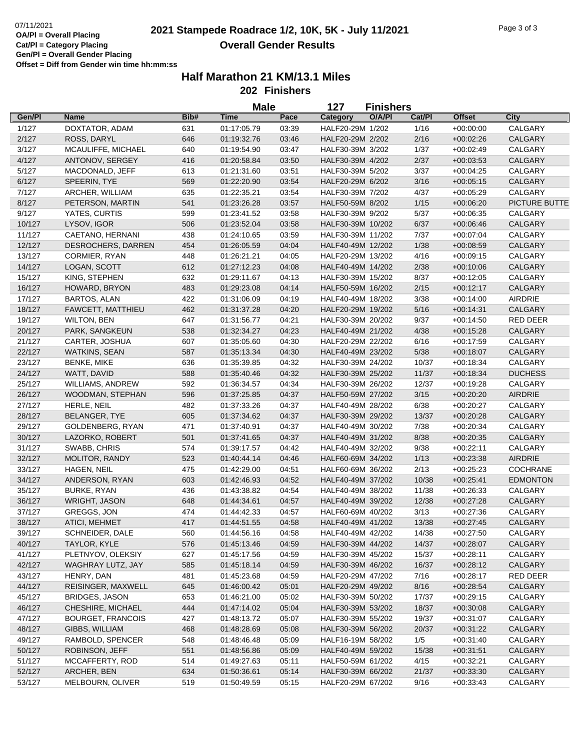07/11/2021
**OA/Pl = Overall Placing**
**Cat/Pl = Category Placing**
**Gen/Pl = Overall Gender Placing**
**Offset = Diff from Gender win time hh:mm:ss**

# 2021 Stampede Roadrace 1/2, 10K, 5K - July 11/2021

## Overall Gender Results

### Half Marathon 21 KM/13.1 Miles

### 202 Finishers

**Male 127 Finishers**

| Gen/Pl | Name | Bib# | Time | Pace | Category | O/A/Pl | Cat/Pl | Offset | City |
|---|---|---|---|---|---|---|---|---|---|
| 1/127 | DOXTATOR, ADAM | 631 | 01:17:05.79 | 03:39 | HALF20-29M | 1/202 | 1/16 | +00:00:00 | CALGARY |
| 2/127 | ROSS, DARYL | 646 | 01:19:32.76 | 03:46 | HALF20-29M | 2/202 | 2/16 | +00:02:26 | CALGARY |
| 3/127 | MCAULIFFE, MICHAEL | 640 | 01:19:54.90 | 03:47 | HALF30-39M | 3/202 | 1/37 | +00:02:49 | CALGARY |
| 4/127 | ANTONOV, SERGEY | 416 | 01:20:58.84 | 03:50 | HALF30-39M | 4/202 | 2/37 | +00:03:53 | CALGARY |
| 5/127 | MACDONALD, JEFF | 613 | 01:21:31.60 | 03:51 | HALF30-39M | 5/202 | 3/37 | +00:04:25 | CALGARY |
| 6/127 | SPEERIN, TYE | 569 | 01:22:20.90 | 03:54 | HALF20-29M | 6/202 | 3/16 | +00:05:15 | CALGARY |
| 7/127 | ARCHER, WILLIAM | 635 | 01:22:35.21 | 03:54 | HALF30-39M | 7/202 | 4/37 | +00:05:29 | CALGARY |
| 8/127 | PETERSON, MARTIN | 541 | 01:23:26.28 | 03:57 | HALF50-59M | 8/202 | 1/15 | +00:06:20 | PICTURE BUTTE |
| 9/127 | YATES, CURTIS | 599 | 01:23:41.52 | 03:58 | HALF30-39M | 9/202 | 5/37 | +00:06:35 | CALGARY |
| 10/127 | LYSOV, IGOR | 506 | 01:23:52.04 | 03:58 | HALF30-39M | 10/202 | 6/37 | +00:06:46 | CALGARY |
| 11/127 | CAETANO, HERNANI | 438 | 01:24:10.65 | 03:59 | HALF30-39M | 11/202 | 7/37 | +00:07:04 | CALGARY |
| 12/127 | DESROCHERS, DARREN | 454 | 01:26:05.59 | 04:04 | HALF40-49M | 12/202 | 1/38 | +00:08:59 | CALGARY |
| 13/127 | CORMIER, RYAN | 448 | 01:26:21.21 | 04:05 | HALF20-29M | 13/202 | 4/16 | +00:09:15 | CALGARY |
| 14/127 | LOGAN, SCOTT | 612 | 01:27:12.23 | 04:08 | HALF40-49M | 14/202 | 2/38 | +00:10:06 | CALGARY |
| 15/127 | KING, STEPHEN | 632 | 01:29:11.67 | 04:13 | HALF30-39M | 15/202 | 8/37 | +00:12:05 | CALGARY |
| 16/127 | HOWARD, BRYON | 483 | 01:29:23.08 | 04:14 | HALF50-59M | 16/202 | 2/15 | +00:12:17 | CALGARY |
| 17/127 | BARTOS, ALAN | 422 | 01:31:06.09 | 04:19 | HALF40-49M | 18/202 | 3/38 | +00:14:00 | AIRDRIE |
| 18/127 | FAWCETT, MATTHIEU | 462 | 01:31:37.28 | 04:20 | HALF20-29M | 19/202 | 5/16 | +00:14:31 | CALGARY |
| 19/127 | WILTON, BEN | 647 | 01:31:56.77 | 04:21 | HALF30-39M | 20/202 | 9/37 | +00:14:50 | RED DEER |
| 20/127 | PARK, SANGKEUN | 538 | 01:32:34.27 | 04:23 | HALF40-49M | 21/202 | 4/38 | +00:15:28 | CALGARY |
| 21/127 | CARTER, JOSHUA | 607 | 01:35:05.60 | 04:30 | HALF20-29M | 22/202 | 6/16 | +00:17:59 | CALGARY |
| 22/127 | WATKINS, SEAN | 587 | 01:35:13.34 | 04:30 | HALF40-49M | 23/202 | 5/38 | +00:18:07 | CALGARY |
| 23/127 | BENKE, MIKE | 636 | 01:35:39.85 | 04:32 | HALF30-39M | 24/202 | 10/37 | +00:18:34 | CALGARY |
| 24/127 | WATT, DAVID | 588 | 01:35:40.46 | 04:32 | HALF30-39M | 25/202 | 11/37 | +00:18:34 | DUCHESS |
| 25/127 | WILLIAMS, ANDREW | 592 | 01:36:34.57 | 04:34 | HALF30-39M | 26/202 | 12/37 | +00:19:28 | CALGARY |
| 26/127 | WOODMAN, STEPHAN | 596 | 01:37:25.85 | 04:37 | HALF50-59M | 27/202 | 3/15 | +00:20:20 | AIRDRIE |
| 27/127 | HERLE, NEIL | 482 | 01:37:33.26 | 04:37 | HALF40-49M | 28/202 | 6/38 | +00:20:27 | CALGARY |
| 28/127 | BELANGER, TYE | 605 | 01:37:34.62 | 04:37 | HALF30-39M | 29/202 | 13/37 | +00:20:28 | CALGARY |
| 29/127 | GOLDENBERG, RYAN | 471 | 01:37:40.91 | 04:37 | HALF40-49M | 30/202 | 7/38 | +00:20:34 | CALGARY |
| 30/127 | LAZORKO, ROBERT | 501 | 01:37:41.65 | 04:37 | HALF40-49M | 31/202 | 8/38 | +00:20:35 | CALGARY |
| 31/127 | SWABB, CHRIS | 574 | 01:39:17.57 | 04:42 | HALF40-49M | 32/202 | 9/38 | +00:22:11 | CALGARY |
| 32/127 | MOLITOR, RANDY | 523 | 01:40:44.14 | 04:46 | HALF60-69M | 34/202 | 1/13 | +00:23:38 | AIRDRIE |
| 33/127 | HAGEN, NEIL | 475 | 01:42:29.00 | 04:51 | HALF60-69M | 36/202 | 2/13 | +00:25:23 | COCHRANE |
| 34/127 | ANDERSON, RYAN | 603 | 01:42:46.93 | 04:52 | HALF40-49M | 37/202 | 10/38 | +00:25:41 | EDMONTON |
| 35/127 | BURKE, RYAN | 436 | 01:43:38.82 | 04:54 | HALF40-49M | 38/202 | 11/38 | +00:26:33 | CALGARY |
| 36/127 | WRIGHT, JASON | 648 | 01:44:34.61 | 04:57 | HALF40-49M | 39/202 | 12/38 | +00:27:28 | CALGARY |
| 37/127 | GREGGS, JON | 474 | 01:44:42.33 | 04:57 | HALF60-69M | 40/202 | 3/13 | +00:27:36 | CALGARY |
| 38/127 | ATICI, MEHMET | 417 | 01:44:51.55 | 04:58 | HALF40-49M | 41/202 | 13/38 | +00:27:45 | CALGARY |
| 39/127 | SCHNEIDER, DALE | 560 | 01:44:56.16 | 04:58 | HALF40-49M | 42/202 | 14/38 | +00:27:50 | CALGARY |
| 40/127 | TAYLOR, KYLE | 576 | 01:45:13.46 | 04:59 | HALF30-39M | 44/202 | 14/37 | +00:28:07 | CALGARY |
| 41/127 | PLETNYOV, OLEKSIY | 627 | 01:45:17.56 | 04:59 | HALF30-39M | 45/202 | 15/37 | +00:28:11 | CALGARY |
| 42/127 | WAGHRAY LUTZ, JAY | 585 | 01:45:18.14 | 04:59 | HALF30-39M | 46/202 | 16/37 | +00:28:12 | CALGARY |
| 43/127 | HENRY, DAN | 481 | 01:45:23.68 | 04:59 | HALF20-29M | 47/202 | 7/16 | +00:28:17 | RED DEER |
| 44/127 | REISINGER, MAXWELL | 645 | 01:46:00.42 | 05:01 | HALF20-29M | 49/202 | 8/16 | +00:28:54 | CALGARY |
| 45/127 | BRIDGES, JASON | 653 | 01:46:21.00 | 05:02 | HALF30-39M | 50/202 | 17/37 | +00:29:15 | CALGARY |
| 46/127 | CHESHIRE, MICHAEL | 444 | 01:47:14.02 | 05:04 | HALF30-39M | 53/202 | 18/37 | +00:30:08 | CALGARY |
| 47/127 | BOURGET, FRANCOIS | 427 | 01:48:13.72 | 05:07 | HALF30-39M | 55/202 | 19/37 | +00:31:07 | CALGARY |
| 48/127 | GIBBS, WILLIAM | 468 | 01:48:28.69 | 05:08 | HALF30-39M | 56/202 | 20/37 | +00:31:22 | CALGARY |
| 49/127 | RAMBOLD, SPENCER | 548 | 01:48:46.48 | 05:09 | HALF16-19M | 58/202 | 1/5 | +00:31:40 | CALGARY |
| 50/127 | ROBINSON, JEFF | 551 | 01:48:56.86 | 05:09 | HALF40-49M | 59/202 | 15/38 | +00:31:51 | CALGARY |
| 51/127 | MCCAFFERTY, ROD | 514 | 01:49:27.63 | 05:11 | HALF50-59M | 61/202 | 4/15 | +00:32:21 | CALGARY |
| 52/127 | ARCHER, BEN | 634 | 01:50:36.61 | 05:14 | HALF30-39M | 66/202 | 21/37 | +00:33:30 | CALGARY |
| 53/127 | MELBOURN, OLIVER | 519 | 01:50:49.59 | 05:15 | HALF20-29M | 67/202 | 9/16 | +00:33:43 | CALGARY |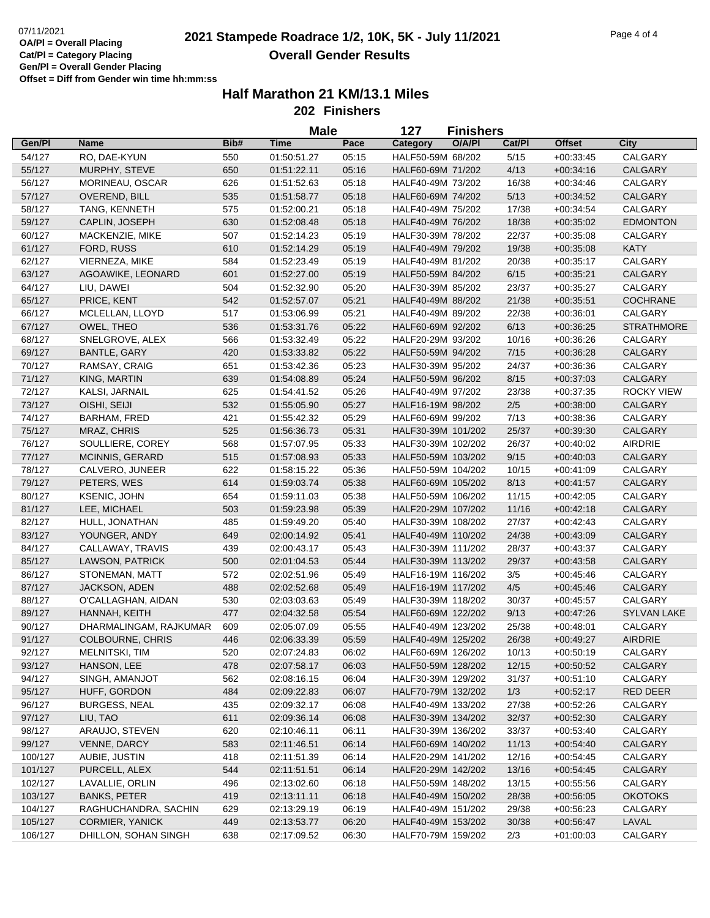07/11/2021
**OA/Pl = Overall Placing**
**Cat/Pl = Category Placing**
**Gen/Pl = Overall Gender Placing**
**Offset = Diff from Gender win time hh:mm:ss**

# 2021 Stampede Roadrace 1/2, 10K, 5K - July 11/2021

## Overall Gender Results

### Half Marathon 21 KM/13.1 Miles

**202 Finishers**

**Male 127 Finishers**

| Gen/Pl | Name | Bib# | Time | Pace | Category | O/A/Pl | Cat/Pl | Offset | City |
|---|---|---|---|---|---|---|---|---|---|
| 54/127 | RO, DAE-KYUN | 550 | 01:50:51.27 | 05:15 | HALF50-59M | 68/202 | 5/15 | +00:33:45 | CALGARY |
| 55/127 | MURPHY, STEVE | 650 | 01:51:22.11 | 05:16 | HALF60-69M | 71/202 | 4/13 | +00:34:16 | CALGARY |
| 56/127 | MORINEAU, OSCAR | 626 | 01:51:52.63 | 05:18 | HALF40-49M | 73/202 | 16/38 | +00:34:46 | CALGARY |
| 57/127 | OVEREND, BILL | 535 | 01:51:58.77 | 05:18 | HALF60-69M | 74/202 | 5/13 | +00:34:52 | CALGARY |
| 58/127 | TANG, KENNETH | 575 | 01:52:00.21 | 05:18 | HALF40-49M | 75/202 | 17/38 | +00:34:54 | CALGARY |
| 59/127 | CAPLIN, JOSEPH | 630 | 01:52:08.48 | 05:18 | HALF40-49M | 76/202 | 18/38 | +00:35:02 | EDMONTON |
| 60/127 | MACKENZIE, MIKE | 507 | 01:52:14.23 | 05:19 | HALF30-39M | 78/202 | 22/37 | +00:35:08 | CALGARY |
| 61/127 | FORD, RUSS | 610 | 01:52:14.29 | 05:19 | HALF40-49M | 79/202 | 19/38 | +00:35:08 | KATY |
| 62/127 | VIERNEZA, MIKE | 584 | 01:52:23.49 | 05:19 | HALF40-49M | 81/202 | 20/38 | +00:35:17 | CALGARY |
| 63/127 | AGOAWIKE, LEONARD | 601 | 01:52:27.00 | 05:19 | HALF50-59M | 84/202 | 6/15 | +00:35:21 | CALGARY |
| 64/127 | LIU, DAWEI | 504 | 01:52:32.90 | 05:20 | HALF30-39M | 85/202 | 23/37 | +00:35:27 | CALGARY |
| 65/127 | PRICE, KENT | 542 | 01:52:57.07 | 05:21 | HALF40-49M | 88/202 | 21/38 | +00:35:51 | COCHRANE |
| 66/127 | MCLELLAN, LLOYD | 517 | 01:53:06.99 | 05:21 | HALF40-49M | 89/202 | 22/38 | +00:36:01 | CALGARY |
| 67/127 | OWEL, THEO | 536 | 01:53:31.76 | 05:22 | HALF60-69M | 92/202 | 6/13 | +00:36:25 | STRATHMORE |
| 68/127 | SNELGROVE, ALEX | 566 | 01:53:32.49 | 05:22 | HALF20-29M | 93/202 | 10/16 | +00:36:26 | CALGARY |
| 69/127 | BANTLE, GARY | 420 | 01:53:33.82 | 05:22 | HALF50-59M | 94/202 | 7/15 | +00:36:28 | CALGARY |
| 70/127 | RAMSAY, CRAIG | 651 | 01:53:42.36 | 05:23 | HALF30-39M | 95/202 | 24/37 | +00:36:36 | CALGARY |
| 71/127 | KING, MARTIN | 639 | 01:54:08.89 | 05:24 | HALF50-59M | 96/202 | 8/15 | +00:37:03 | CALGARY |
| 72/127 | KALSI, JARNAIL | 625 | 01:54:41.52 | 05:26 | HALF40-49M | 97/202 | 23/38 | +00:37:35 | ROCKY VIEW |
| 73/127 | OISHI, SEIJI | 532 | 01:55:05.90 | 05:27 | HALF16-19M | 98/202 | 2/5 | +00:38:00 | CALGARY |
| 74/127 | BARHAM, FRED | 421 | 01:55:42.32 | 05:29 | HALF60-69M | 99/202 | 7/13 | +00:38:36 | CALGARY |
| 75/127 | MRAZ, CHRIS | 525 | 01:56:36.73 | 05:31 | HALF30-39M | 101/202 | 25/37 | +00:39:30 | CALGARY |
| 76/127 | SOULLIERE, COREY | 568 | 01:57:07.95 | 05:33 | HALF30-39M | 102/202 | 26/37 | +00:40:02 | AIRDRIE |
| 77/127 | MCINNIS, GERARD | 515 | 01:57:08.93 | 05:33 | HALF50-59M | 103/202 | 9/15 | +00:40:03 | CALGARY |
| 78/127 | CALVERO, JUNEER | 622 | 01:58:15.22 | 05:36 | HALF50-59M | 104/202 | 10/15 | +00:41:09 | CALGARY |
| 79/127 | PETERS, WES | 614 | 01:59:03.74 | 05:38 | HALF60-69M | 105/202 | 8/13 | +00:41:57 | CALGARY |
| 80/127 | KSENIC, JOHN | 654 | 01:59:11.03 | 05:38 | HALF50-59M | 106/202 | 11/15 | +00:42:05 | CALGARY |
| 81/127 | LEE, MICHAEL | 503 | 01:59:23.98 | 05:39 | HALF20-29M | 107/202 | 11/16 | +00:42:18 | CALGARY |
| 82/127 | HULL, JONATHAN | 485 | 01:59:49.20 | 05:40 | HALF30-39M | 108/202 | 27/37 | +00:42:43 | CALGARY |
| 83/127 | YOUNGER, ANDY | 649 | 02:00:14.92 | 05:41 | HALF40-49M | 110/202 | 24/38 | +00:43:09 | CALGARY |
| 84/127 | CALLAWAY, TRAVIS | 439 | 02:00:43.17 | 05:43 | HALF30-39M | 111/202 | 28/37 | +00:43:37 | CALGARY |
| 85/127 | LAWSON, PATRICK | 500 | 02:01:04.53 | 05:44 | HALF30-39M | 113/202 | 29/37 | +00:43:58 | CALGARY |
| 86/127 | STONEMAN, MATT | 572 | 02:02:51.96 | 05:49 | HALF16-19M | 116/202 | 3/5 | +00:45:46 | CALGARY |
| 87/127 | JACKSON, ADEN | 488 | 02:02:52.68 | 05:49 | HALF16-19M | 117/202 | 4/5 | +00:45:46 | CALGARY |
| 88/127 | O'CALLAGHAN, AIDAN | 530 | 02:03:03.63 | 05:49 | HALF30-39M | 118/202 | 30/37 | +00:45:57 | CALGARY |
| 89/127 | HANNAH, KEITH | 477 | 02:04:32.58 | 05:54 | HALF60-69M | 122/202 | 9/13 | +00:47:26 | SYLVAN LAKE |
| 90/127 | DHARMALINGAM, RAJKUMAR | 609 | 02:05:07.09 | 05:55 | HALF40-49M | 123/202 | 25/38 | +00:48:01 | CALGARY |
| 91/127 | COLBOURNE, CHRIS | 446 | 02:06:33.39 | 05:59 | HALF40-49M | 125/202 | 26/38 | +00:49:27 | AIRDRIE |
| 92/127 | MELNITSKI, TIM | 520 | 02:07:24.83 | 06:02 | HALF60-69M | 126/202 | 10/13 | +00:50:19 | CALGARY |
| 93/127 | HANSON, LEE | 478 | 02:07:58.17 | 06:03 | HALF50-59M | 128/202 | 12/15 | +00:50:52 | CALGARY |
| 94/127 | SINGH, AMANJOT | 562 | 02:08:16.15 | 06:04 | HALF30-39M | 129/202 | 31/37 | +00:51:10 | CALGARY |
| 95/127 | HUFF, GORDON | 484 | 02:09:22.83 | 06:07 | HALF70-79M | 132/202 | 1/3 | +00:52:17 | RED DEER |
| 96/127 | BURGESS, NEAL | 435 | 02:09:32.17 | 06:08 | HALF40-49M | 133/202 | 27/38 | +00:52:26 | CALGARY |
| 97/127 | LIU, TAO | 611 | 02:09:36.14 | 06:08 | HALF30-39M | 134/202 | 32/37 | +00:52:30 | CALGARY |
| 98/127 | ARAUJO, STEVEN | 620 | 02:10:46.11 | 06:11 | HALF30-39M | 136/202 | 33/37 | +00:53:40 | CALGARY |
| 99/127 | VENNE, DARCY | 583 | 02:11:46.51 | 06:14 | HALF60-69M | 140/202 | 11/13 | +00:54:40 | CALGARY |
| 100/127 | AUBIE, JUSTIN | 418 | 02:11:51.39 | 06:14 | HALF20-29M | 141/202 | 12/16 | +00:54:45 | CALGARY |
| 101/127 | PURCELL, ALEX | 544 | 02:11:51.51 | 06:14 | HALF20-29M | 142/202 | 13/16 | +00:54:45 | CALGARY |
| 102/127 | LAVALLIE, ORLIN | 496 | 02:13:02.60 | 06:18 | HALF50-59M | 148/202 | 13/15 | +00:55:56 | CALGARY |
| 103/127 | BANKS, PETER | 419 | 02:13:11.11 | 06:18 | HALF40-49M | 150/202 | 28/38 | +00:56:05 | OKOTOKS |
| 104/127 | RAGHUCHANDRA, SACHIN | 629 | 02:13:29.19 | 06:19 | HALF40-49M | 151/202 | 29/38 | +00:56:23 | CALGARY |
| 105/127 | CORMIER, YANICK | 449 | 02:13:53.77 | 06:20 | HALF40-49M | 153/202 | 30/38 | +00:56:47 | LAVAL |
| 106/127 | DHILLON, SOHAN SINGH | 638 | 02:17:09.52 | 06:30 | HALF70-79M | 159/202 | 2/3 | +01:00:03 | CALGARY |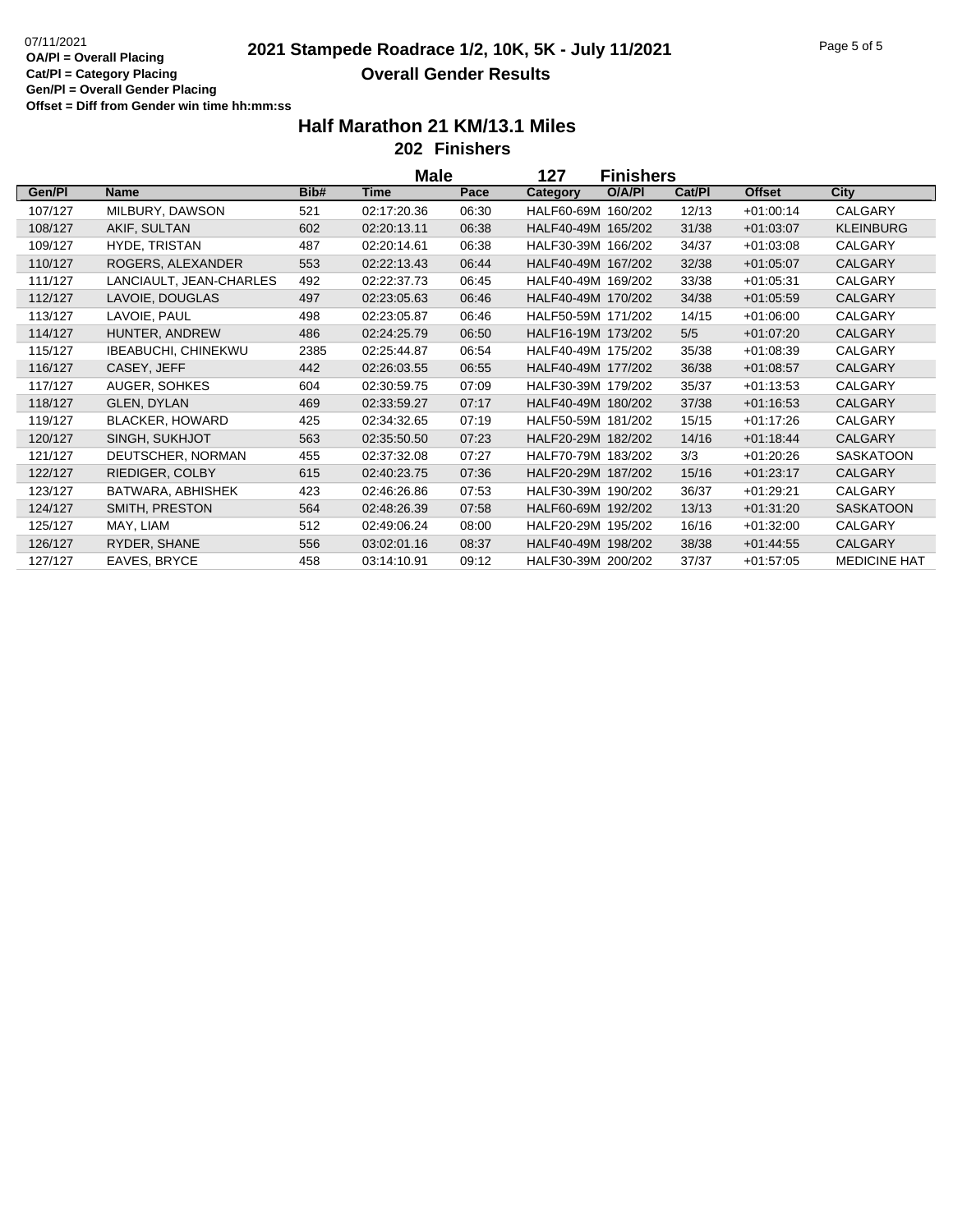07/11/2021
**OA/Pl = Overall Placing**
**Cat/Pl = Category Placing**
**Gen/Pl = Overall Gender Placing**
**Offset = Diff from Gender win time hh:mm:ss**

# 2021 Stampede Roadrace 1/2, 10K, 5K - July 11/2021

## Overall Gender Results

### Half Marathon 21 KM/13.1 Miles

**202 Finishers**

**Male 127 Finishers**

| Gen/Pl | Name | Bib# | Time | Pace | Category | O/A/Pl | Cat/Pl | Offset | City |
|---|---|---|---|---|---|---|---|---|---|
| 107/127 | MILBURY, DAWSON | 521 | 02:17:20.36 | 06:30 | HALF60-69M | 160/202 | 12/13 | +01:00:14 | CALGARY |
| 108/127 | AKIF, SULTAN | 602 | 02:20:13.11 | 06:38 | HALF40-49M | 165/202 | 31/38 | +01:03:07 | KLEINBURG |
| 109/127 | HYDE, TRISTAN | 487 | 02:20:14.61 | 06:38 | HALF30-39M | 166/202 | 34/37 | +01:03:08 | CALGARY |
| 110/127 | ROGERS, ALEXANDER | 553 | 02:22:13.43 | 06:44 | HALF40-49M | 167/202 | 32/38 | +01:05:07 | CALGARY |
| 111/127 | LANCIAULT, JEAN-CHARLES | 492 | 02:22:37.73 | 06:45 | HALF40-49M | 169/202 | 33/38 | +01:05:31 | CALGARY |
| 112/127 | LAVOIE, DOUGLAS | 497 | 02:23:05.63 | 06:46 | HALF40-49M | 170/202 | 34/38 | +01:05:59 | CALGARY |
| 113/127 | LAVOIE, PAUL | 498 | 02:23:05.87 | 06:46 | HALF50-59M | 171/202 | 14/15 | +01:06:00 | CALGARY |
| 114/127 | HUNTER, ANDREW | 486 | 02:24:25.79 | 06:50 | HALF16-19M | 173/202 | 5/5 | +01:07:20 | CALGARY |
| 115/127 | IBEABUCHI, CHINEKWU | 2385 | 02:25:44.87 | 06:54 | HALF40-49M | 175/202 | 35/38 | +01:08:39 | CALGARY |
| 116/127 | CASEY, JEFF | 442 | 02:26:03.55 | 06:55 | HALF40-49M | 177/202 | 36/38 | +01:08:57 | CALGARY |
| 117/127 | AUGER, SOHKES | 604 | 02:30:59.75 | 07:09 | HALF30-39M | 179/202 | 35/37 | +01:13:53 | CALGARY |
| 118/127 | GLEN, DYLAN | 469 | 02:33:59.27 | 07:17 | HALF40-49M | 180/202 | 37/38 | +01:16:53 | CALGARY |
| 119/127 | BLACKER, HOWARD | 425 | 02:34:32.65 | 07:19 | HALF50-59M | 181/202 | 15/15 | +01:17:26 | CALGARY |
| 120/127 | SINGH, SUKHJOT | 563 | 02:35:50.50 | 07:23 | HALF20-29M | 182/202 | 14/16 | +01:18:44 | CALGARY |
| 121/127 | DEUTSCHER, NORMAN | 455 | 02:37:32.08 | 07:27 | HALF70-79M | 183/202 | 3/3 | +01:20:26 | SASKATOON |
| 122/127 | RIEDIGER, COLBY | 615 | 02:40:23.75 | 07:36 | HALF20-29M | 187/202 | 15/16 | +01:23:17 | CALGARY |
| 123/127 | BATWARA, ABHISHEK | 423 | 02:46:26.86 | 07:53 | HALF30-39M | 190/202 | 36/37 | +01:29:21 | CALGARY |
| 124/127 | SMITH, PRESTON | 564 | 02:48:26.39 | 07:58 | HALF60-69M | 192/202 | 13/13 | +01:31:20 | SASKATOON |
| 125/127 | MAY, LIAM | 512 | 02:49:06.24 | 08:00 | HALF20-29M | 195/202 | 16/16 | +01:32:00 | CALGARY |
| 126/127 | RYDER, SHANE | 556 | 03:02:01.16 | 08:37 | HALF40-49M | 198/202 | 38/38 | +01:44:55 | CALGARY |
| 127/127 | EAVES, BRYCE | 458 | 03:14:10.91 | 09:12 | HALF30-39M | 200/202 | 37/37 | +01:57:05 | MEDICINE HAT |